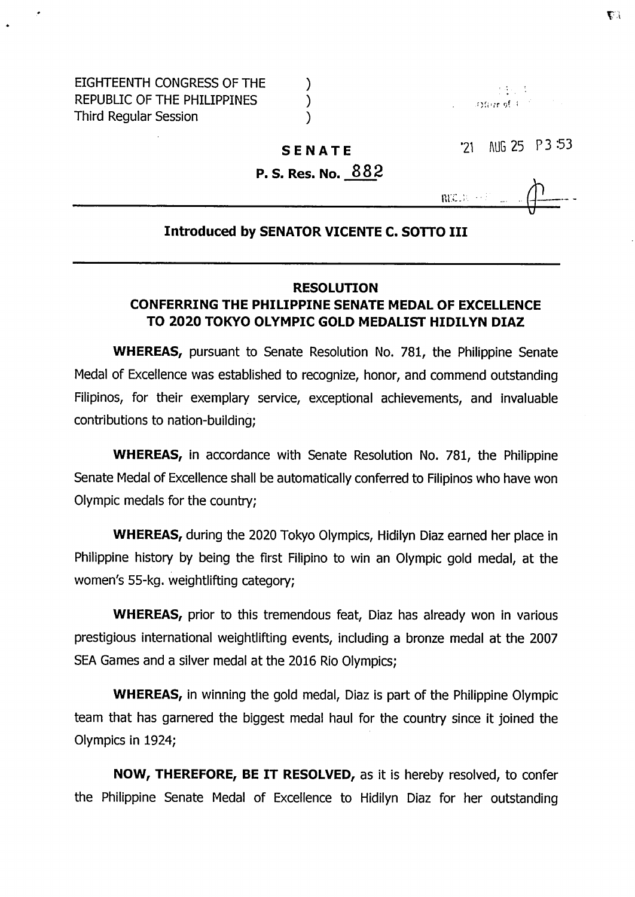EIGHTEENTH CONGRESS OF THE )
REPUBLIC OF THE PHILIPPINES )
Third Regular Session )

'21 AUG 25 P3:53

**SENATE**

**P. S. Res. No. 882**

**Introduced by SENATOR VICENTE C. SOTTO III**

---

**RESOLUTION**
**CONFERRING THE PHILIPPINE SENATE MEDAL OF EXCELLENCE TO 2020 TOKYO OLYMPIC GOLD MEDALIST HIDILYN DIAZ**

**WHEREAS,** pursuant to Senate Resolution No. 781, the Philippine Senate Medal of Excellence was established to recognize, honor, and commend outstanding Filipinos, for their exemplary service, exceptional achievements, and invaluable contributions to nation-building;

**WHEREAS,** in accordance with Senate Resolution No. 781, the Philippine Senate Medal of Excellence shall be automatically conferred to Filipinos who have won Olympic medals for the country;

**WHEREAS,** during the 2020 Tokyo Olympics, Hidilyn Diaz earned her place in Philippine history by being the first Filipino to win an Olympic gold medal, at the women's 55-kg. weightlifting category;

**WHEREAS,** prior to this tremendous feat, Diaz has already won in various prestigious international weightlifting events, including a bronze medal at the 2007 SEA Games and a silver medal at the 2016 Rio Olympics;

**WHEREAS,** in winning the gold medal, Diaz is part of the Philippine Olympic team that has garnered the biggest medal haul for the country since it joined the Olympics in 1924;

**NOW, THEREFORE, BE IT RESOLVED,** as it is hereby resolved, to confer the Philippine Senate Medal of Excellence to Hidilyn Diaz for her outstanding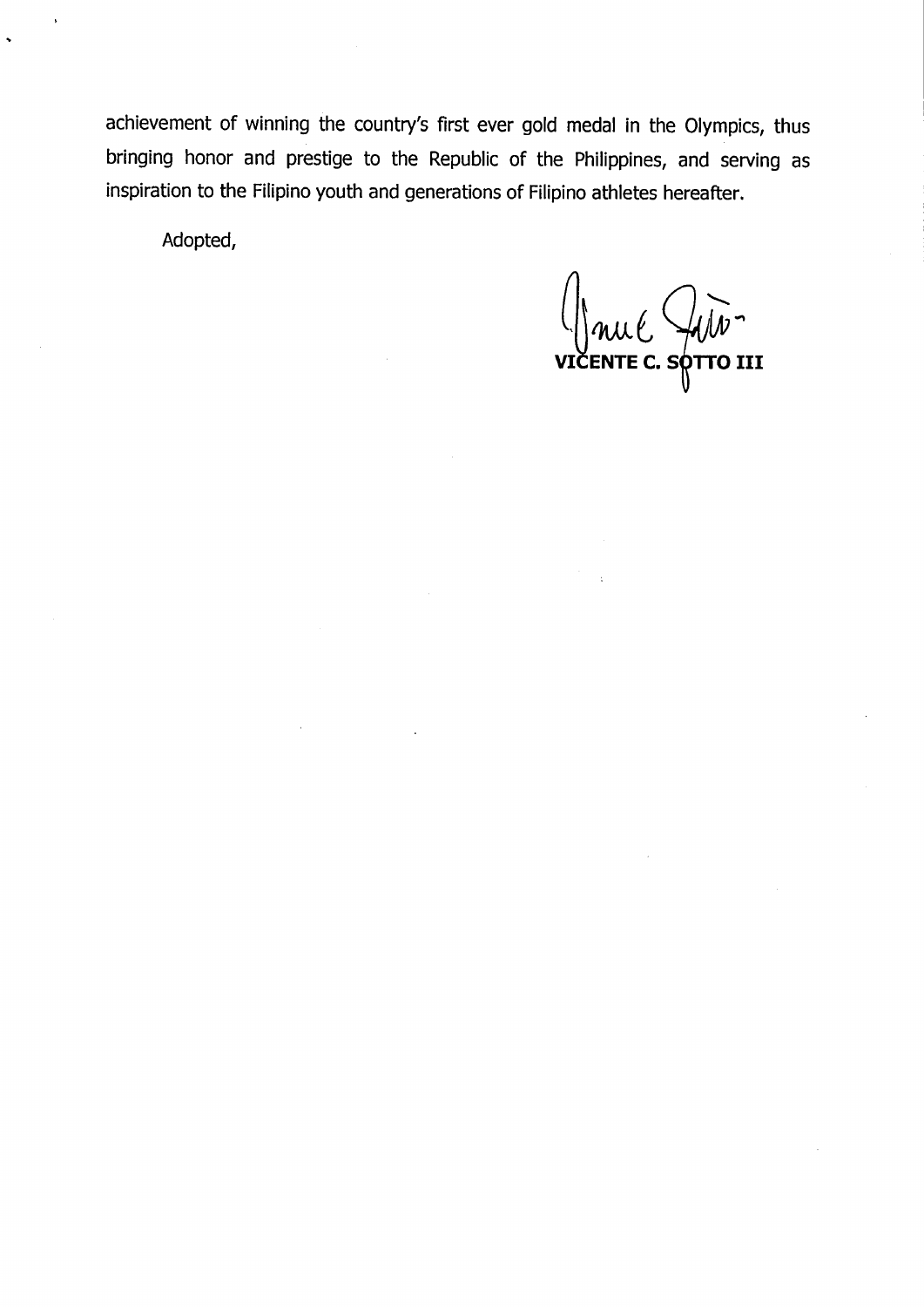achievement of winning the country's first ever gold medal in the Olympics, thus bringing honor and prestige to the Republic of the Philippines, and serving as inspiration to the Filipino youth and generations of Filipino athletes hereafter.

Adopted,

**VICENTE C. SOTTO III**